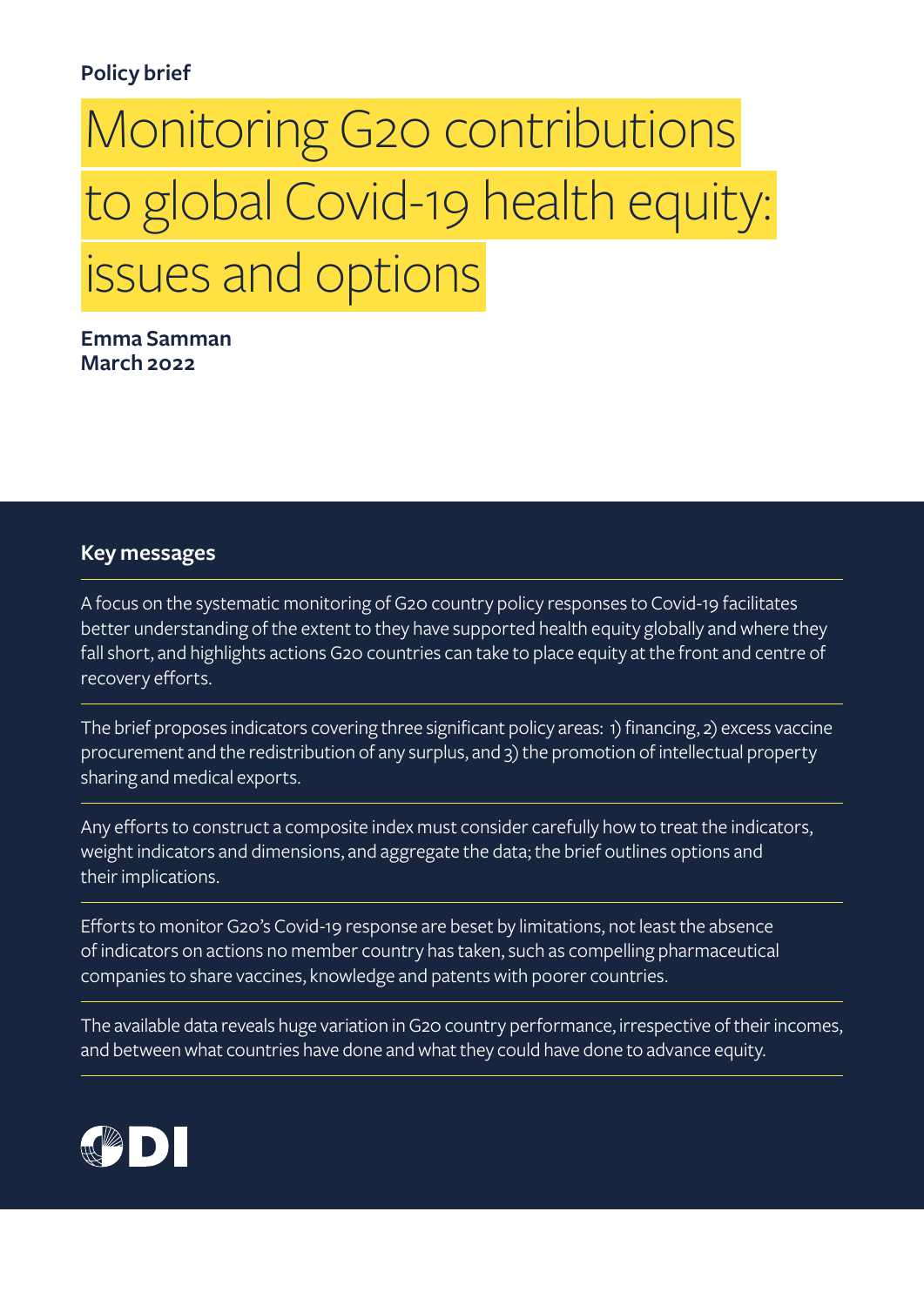Policy brief

# Monitoring G20 contributions to global Covid-19 health equity: issues and options

**Emma Samman**
**March 2022**

## Key messages

A focus on the systematic monitoring of G20 country policy responses to Covid-19 facilitates better understanding of the extent to they have supported health equity globally and where they fall short, and highlights actions G20 countries can take to place equity at the front and centre of recovery efforts.

The brief proposes indicators covering three significant policy areas: 1) financing, 2) excess vaccine procurement and the redistribution of any surplus, and 3) the promotion of intellectual property sharing and medical exports.

Any efforts to construct a composite index must consider carefully how to treat the indicators, weight indicators and dimensions, and aggregate the data; the brief outlines options and their implications.

Efforts to monitor G20's Covid-19 response are beset by limitations, not least the absence of indicators on actions no member country has taken, such as compelling pharmaceutical companies to share vaccines, knowledge and patents with poorer countries.

The available data reveals huge variation in G20 country performance, irrespective of their incomes, and between what countries have done and what they could have done to advance equity.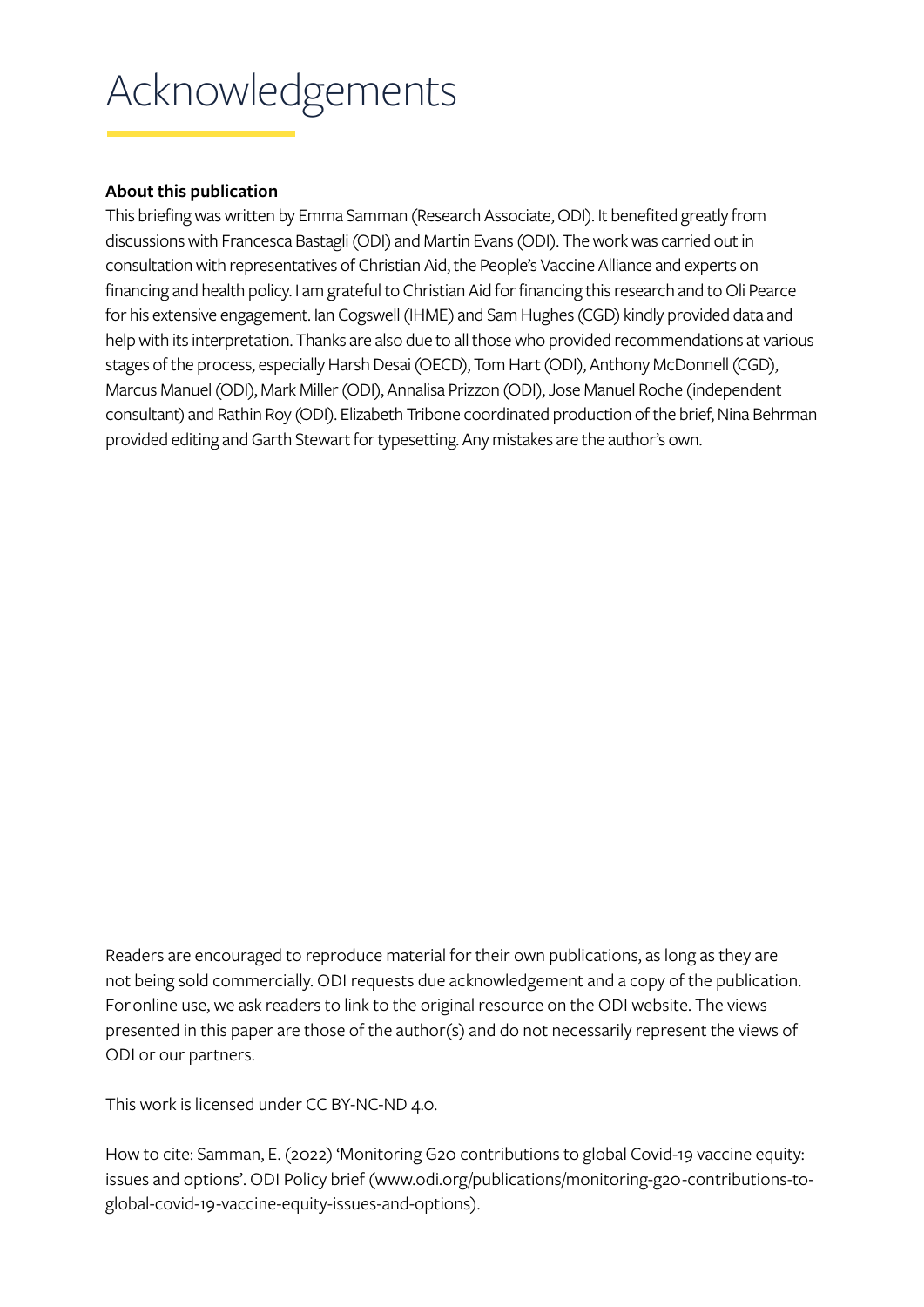# Acknowledgements

**About this publication**

This briefing was written by Emma Samman (Research Associate, ODI). It benefited greatly from discussions with Francesca Bastagli (ODI) and Martin Evans (ODI). The work was carried out in consultation with representatives of Christian Aid, the People's Vaccine Alliance and experts on financing and health policy. I am grateful to Christian Aid for financing this research and to Oli Pearce for his extensive engagement. Ian Cogswell (IHME) and Sam Hughes (CGD) kindly provided data and help with its interpretation. Thanks are also due to all those who provided recommendations at various stages of the process, especially Harsh Desai (OECD), Tom Hart (ODI), Anthony McDonnell (CGD), Marcus Manuel (ODI), Mark Miller (ODI), Annalisa Prizzon (ODI), Jose Manuel Roche (independent consultant) and Rathin Roy (ODI). Elizabeth Tribone coordinated production of the brief, Nina Behrman provided editing and Garth Stewart for typesetting. Any mistakes are the author's own.

Readers are encouraged to reproduce material for their own publications, as long as they are not being sold commercially. ODI requests due acknowledgement and a copy of the publication. For online use, we ask readers to link to the original resource on the ODI website. The views presented in this paper are those of the author(s) and do not necessarily represent the views of ODI or our partners.

This work is licensed under CC BY-NC-ND 4.0.

How to cite: Samman, E. (2022) 'Monitoring G20 contributions to global Covid-19 vaccine equity: issues and options'. ODI Policy brief (www.odi.org/publications/monitoring-g20-contributions-to-global-covid-19-vaccine-equity-issues-and-options).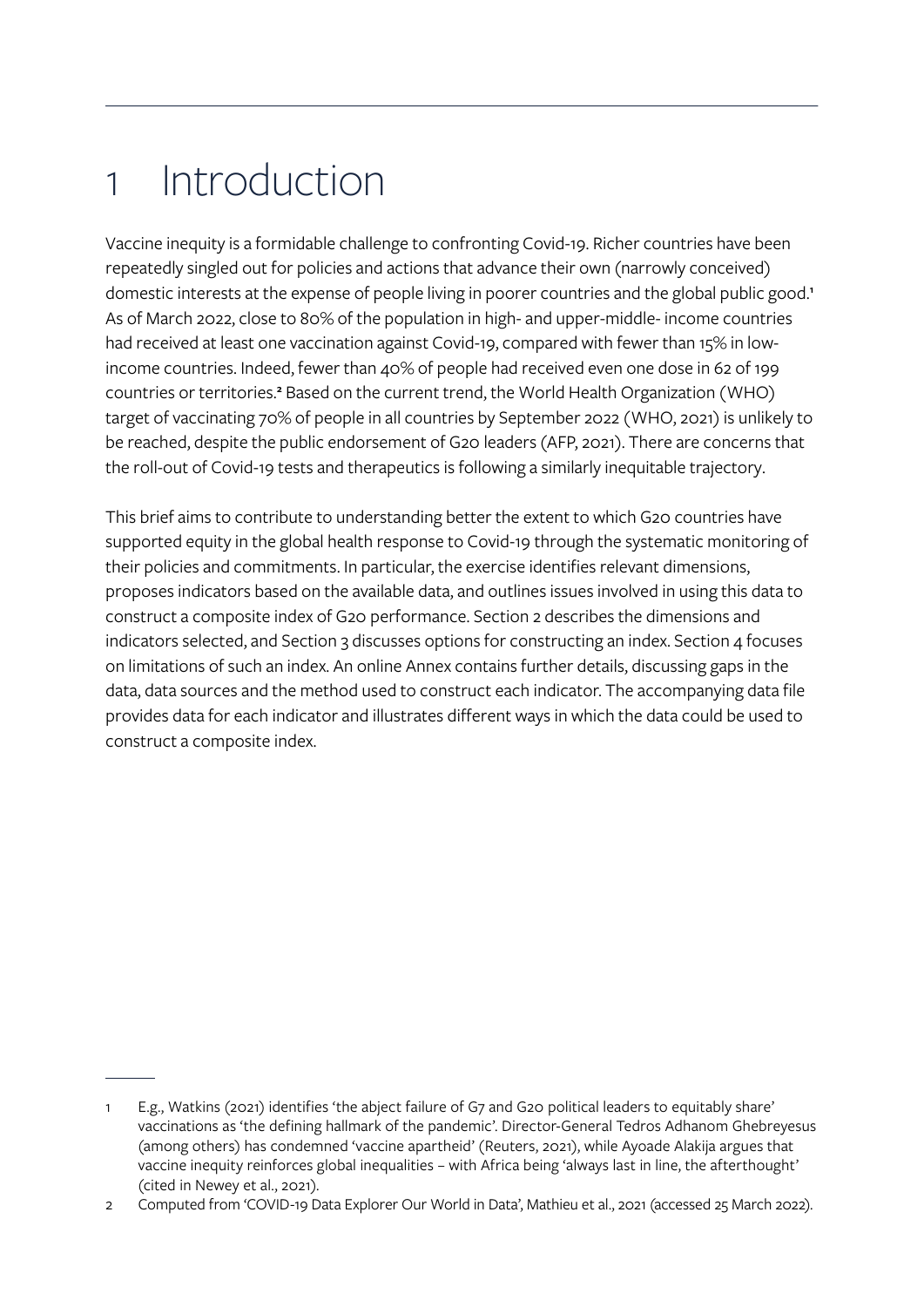# 1 Introduction

Vaccine inequity is a formidable challenge to confronting Covid-19. Richer countries have been repeatedly singled out for policies and actions that advance their own (narrowly conceived) domestic interests at the expense of people living in poorer countries and the global public good.[1] As of March 2022, close to 80% of the population in high- and upper-middle- income countries had received at least one vaccination against Covid-19, compared with fewer than 15% in low-income countries. Indeed, fewer than 40% of people had received even one dose in 62 of 199 countries or territories.[2] Based on the current trend, the World Health Organization (WHO) target of vaccinating 70% of people in all countries by September 2022 (WHO, 2021) is unlikely to be reached, despite the public endorsement of G20 leaders (AFP, 2021). There are concerns that the roll-out of Covid-19 tests and therapeutics is following a similarly inequitable trajectory.

This brief aims to contribute to understanding better the extent to which G20 countries have supported equity in the global health response to Covid-19 through the systematic monitoring of their policies and commitments. In particular, the exercise identifies relevant dimensions, proposes indicators based on the available data, and outlines issues involved in using this data to construct a composite index of G20 performance. Section 2 describes the dimensions and indicators selected, and Section 3 discusses options for constructing an index. Section 4 focuses on limitations of such an index. An online Annex contains further details, discussing gaps in the data, data sources and the method used to construct each indicator. The accompanying data file provides data for each indicator and illustrates different ways in which the data could be used to construct a composite index.

---

1 E.g., Watkins (2021) identifies 'the abject failure of G7 and G20 political leaders to equitably share' vaccinations as 'the defining hallmark of the pandemic'. Director-General Tedros Adhanom Ghebreyesus (among others) has condemned 'vaccine apartheid' (Reuters, 2021), while Ayoade Alakija argues that vaccine inequity reinforces global inequalities – with Africa being 'always last in line, the afterthought' (cited in Newey et al., 2021).

2 Computed from 'COVID-19 Data Explorer Our World in Data', Mathieu et al., 2021 (accessed 25 March 2022).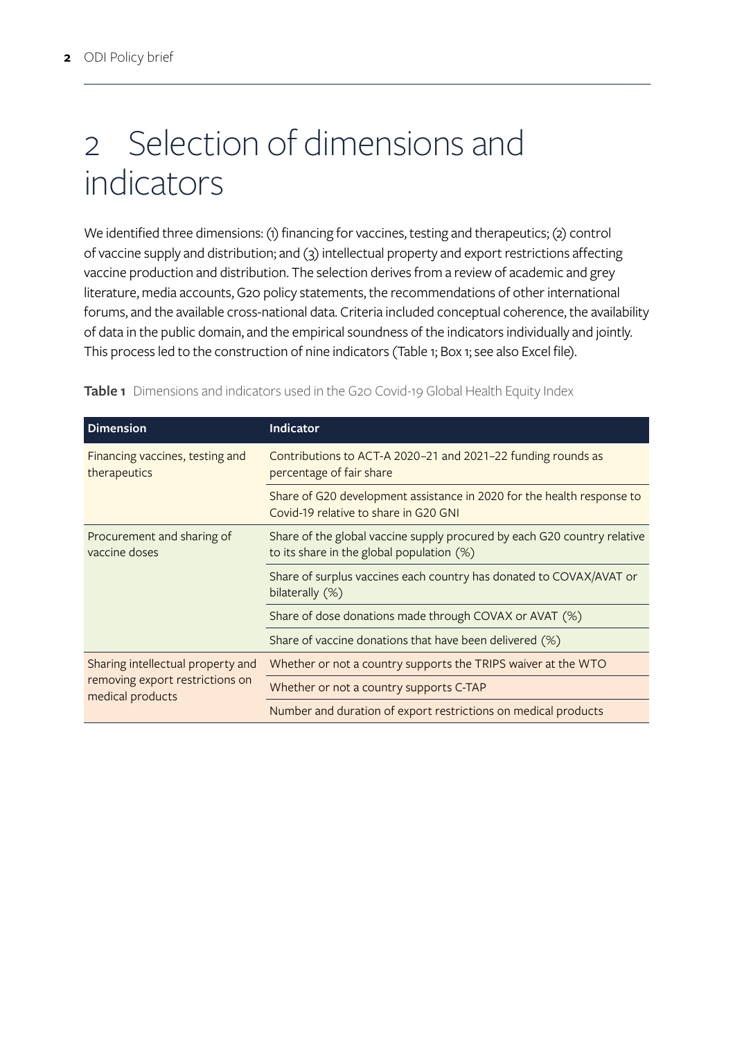# 2 Selection of dimensions and indicators

We identified three dimensions: (1) financing for vaccines, testing and therapeutics; (2) control of vaccine supply and distribution; and (3) intellectual property and export restrictions affecting vaccine production and distribution. The selection derives from a review of academic and grey literature, media accounts, G20 policy statements, the recommendations of other international forums, and the available cross-national data. Criteria included conceptual coherence, the availability of data in the public domain, and the empirical soundness of the indicators individually and jointly. This process led to the construction of nine indicators (Table 1; Box 1; see also Excel file).

**Table 1** Dimensions and indicators used in the G20 Covid-19 Global Health Equity Index

| Dimension | Indicator |
|---|---|
| Financing vaccines, testing and therapeutics | Contributions to ACT-A 2020–21 and 2021–22 funding rounds as percentage of fair share |
| | Share of G20 development assistance in 2020 for the health response to Covid-19 relative to share in G20 GNI |
| Procurement and sharing of vaccine doses | Share of the global vaccine supply procured by each G20 country relative to its share in the global population (%) |
| | Share of surplus vaccines each country has donated to COVAX/AVAT or bilaterally (%) |
| | Share of dose donations made through COVAX or AVAT (%) |
| | Share of vaccine donations that have been delivered (%) |
| Sharing intellectual property and removing export restrictions on medical products | Whether or not a country supports the TRIPS waiver at the WTO |
| | Whether or not a country supports C-TAP |
| | Number and duration of export restrictions on medical products |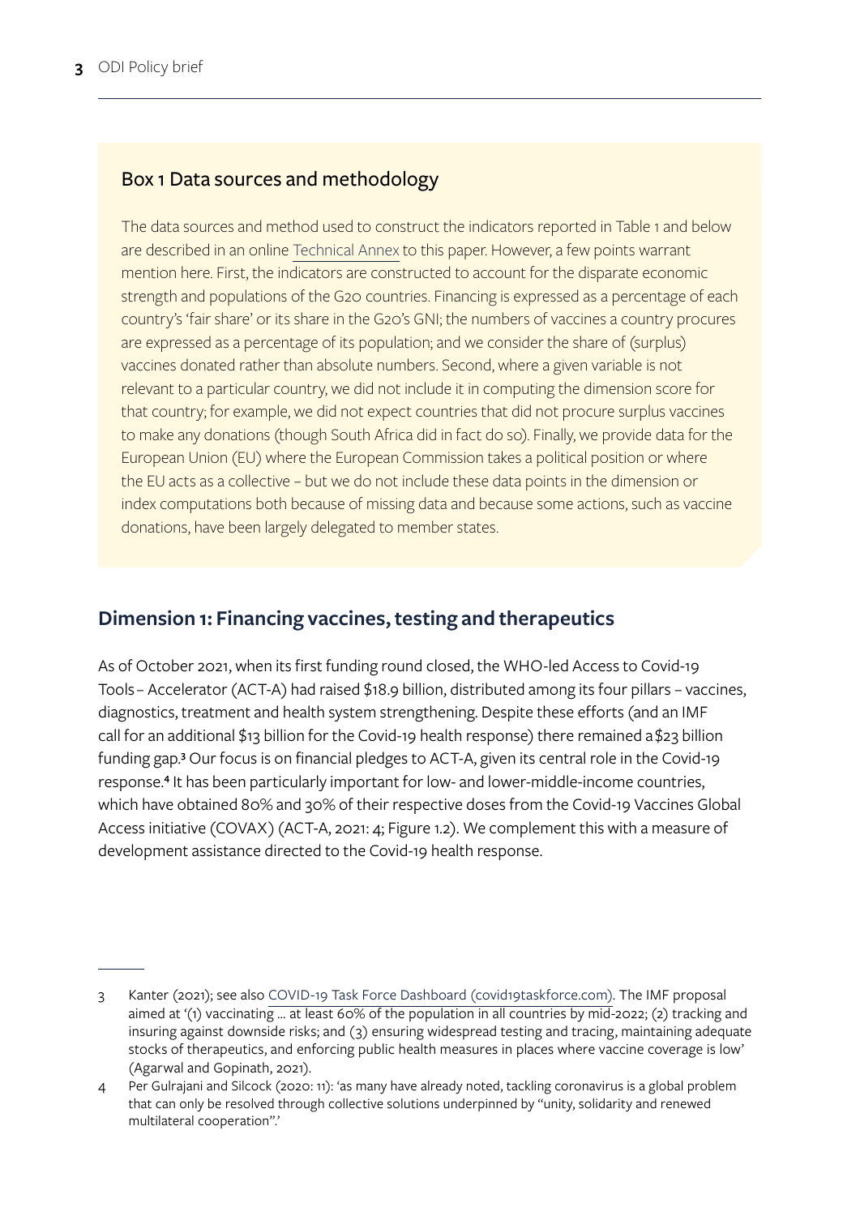## Box 1 Data sources and methodology

The data sources and method used to construct the indicators reported in Table 1 and below are described in an online Technical Annex to this paper. However, a few points warrant mention here. First, the indicators are constructed to account for the disparate economic strength and populations of the G20 countries. Financing is expressed as a percentage of each country's 'fair share' or its share in the G20's GNI; the numbers of vaccines a country procures are expressed as a percentage of its population; and we consider the share of (surplus) vaccines donated rather than absolute numbers. Second, where a given variable is not relevant to a particular country, we did not include it in computing the dimension score for that country; for example, we did not expect countries that did not procure surplus vaccines to make any donations (though South Africa did in fact do so). Finally, we provide data for the European Union (EU) where the European Commission takes a political position or where the EU acts as a collective – but we do not include these data points in the dimension or index computations both because of missing data and because some actions, such as vaccine donations, have been largely delegated to member states.

## Dimension 1: Financing vaccines, testing and therapeutics

As of October 2021, when its first funding round closed, the WHO-led Access to Covid-19 Tools – Accelerator (ACT-A) had raised $18.9 billion, distributed among its four pillars – vaccines, diagnostics, treatment and health system strengthening. Despite these efforts (and an IMF call for an additional $13 billion for the Covid-19 health response) there remained a $23 billion funding gap.[3] Our focus is on financial pledges to ACT-A, given its central role in the Covid-19 response.[4] It has been particularly important for low- and lower-middle-income countries, which have obtained 80% and 30% of their respective doses from the Covid-19 Vaccines Global Access initiative (COVAX) (ACT-A, 2021: 4; Figure 1.2). We complement this with a measure of development assistance directed to the Covid-19 health response.

---

3 Kanter (2021); see also COVID-19 Task Force Dashboard (covid19taskforce.com). The IMF proposal aimed at '(1) vaccinating … at least 60% of the population in all countries by mid-2022; (2) tracking and insuring against downside risks; and (3) ensuring widespread testing and tracing, maintaining adequate stocks of therapeutics, and enforcing public health measures in places where vaccine coverage is low' (Agarwal and Gopinath, 2021).

4 Per Gulrajani and Silcock (2020: 11): 'as many have already noted, tackling coronavirus is a global problem that can only be resolved through collective solutions underpinned by "unity, solidarity and renewed multilateral cooperation".'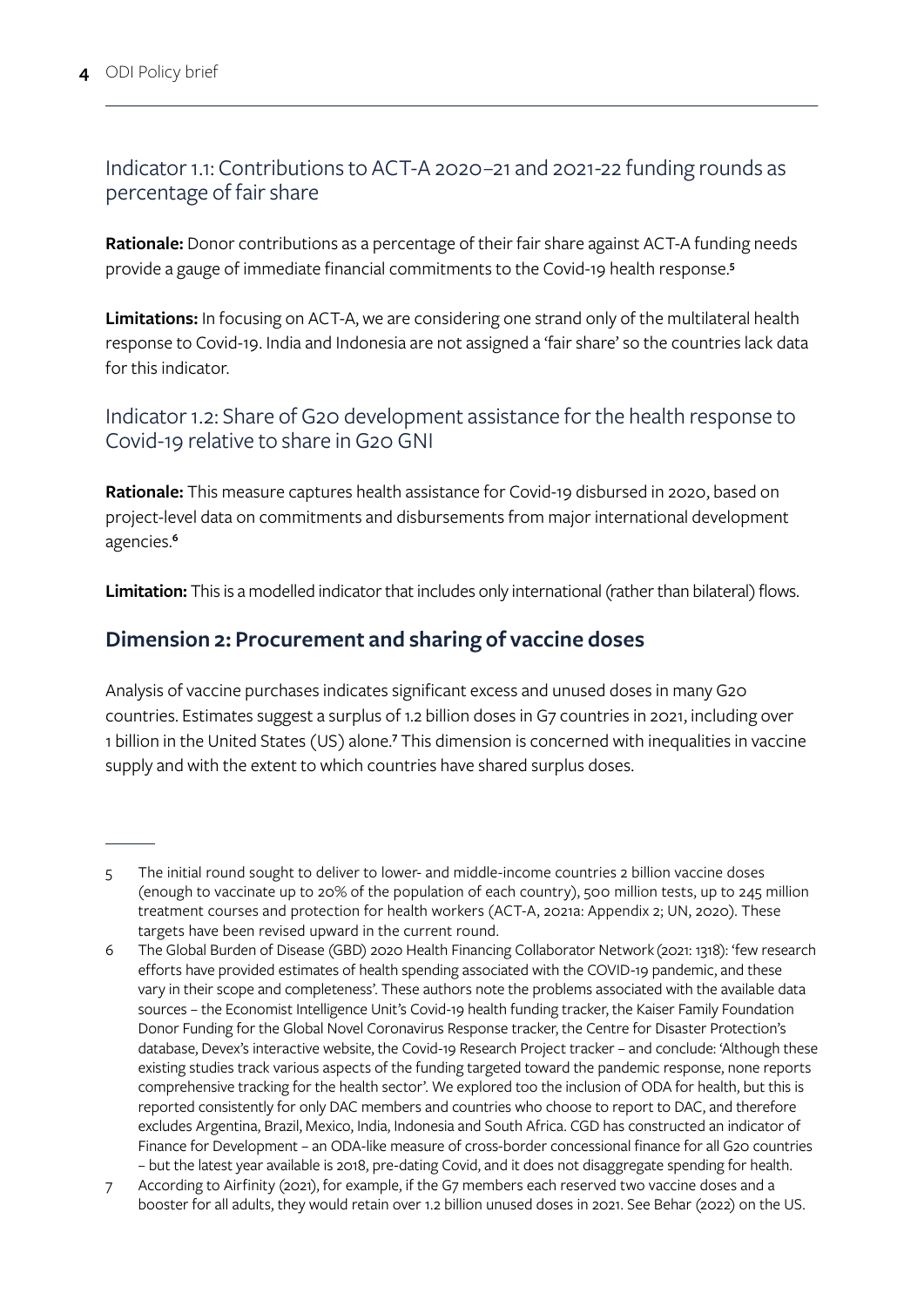### Indicator 1.1: Contributions to ACT-A 2020–21 and 2021-22 funding rounds as percentage of fair share

**Rationale:** Donor contributions as a percentage of their fair share against ACT-A funding needs provide a gauge of immediate financial commitments to the Covid-19 health response.[5]

**Limitations:** In focusing on ACT-A, we are considering one strand only of the multilateral health response to Covid-19. India and Indonesia are not assigned a 'fair share' so the countries lack data for this indicator.

### Indicator 1.2: Share of G20 development assistance for the health response to Covid-19 relative to share in G20 GNI

**Rationale:** This measure captures health assistance for Covid-19 disbursed in 2020, based on project-level data on commitments and disbursements from major international development agencies.[6]

**Limitation:** This is a modelled indicator that includes only international (rather than bilateral) flows.

## Dimension 2: Procurement and sharing of vaccine doses

Analysis of vaccine purchases indicates significant excess and unused doses in many G20 countries. Estimates suggest a surplus of 1.2 billion doses in G7 countries in 2021, including over 1 billion in the United States (US) alone.[7] This dimension is concerned with inequalities in vaccine supply and with the extent to which countries have shared surplus doses.

---

5 The initial round sought to deliver to lower- and middle-income countries 2 billion vaccine doses (enough to vaccinate up to 20% of the population of each country), 500 million tests, up to 245 million treatment courses and protection for health workers (ACT-A, 2021a: Appendix 2; UN, 2020). These targets have been revised upward in the current round.

6 The Global Burden of Disease (GBD) 2020 Health Financing Collaborator Network (2021: 1318): 'few research efforts have provided estimates of health spending associated with the COVID-19 pandemic, and these vary in their scope and completeness'. These authors note the problems associated with the available data sources – the Economist Intelligence Unit's Covid-19 health funding tracker, the Kaiser Family Foundation Donor Funding for the Global Novel Coronavirus Response tracker, the Centre for Disaster Protection's database, Devex's interactive website, the Covid-19 Research Project tracker – and conclude: 'Although these existing studies track various aspects of the funding targeted toward the pandemic response, none reports comprehensive tracking for the health sector'. We explored too the inclusion of ODA for health, but this is reported consistently for only DAC members and countries who choose to report to DAC, and therefore excludes Argentina, Brazil, Mexico, India, Indonesia and South Africa. CGD has constructed an indicator of Finance for Development – an ODA-like measure of cross-border concessional finance for all G20 countries – but the latest year available is 2018, pre-dating Covid, and it does not disaggregate spending for health.

7 According to Airfinity (2021), for example, if the G7 members each reserved two vaccine doses and a booster for all adults, they would retain over 1.2 billion unused doses in 2021. See Behar (2022) on the US.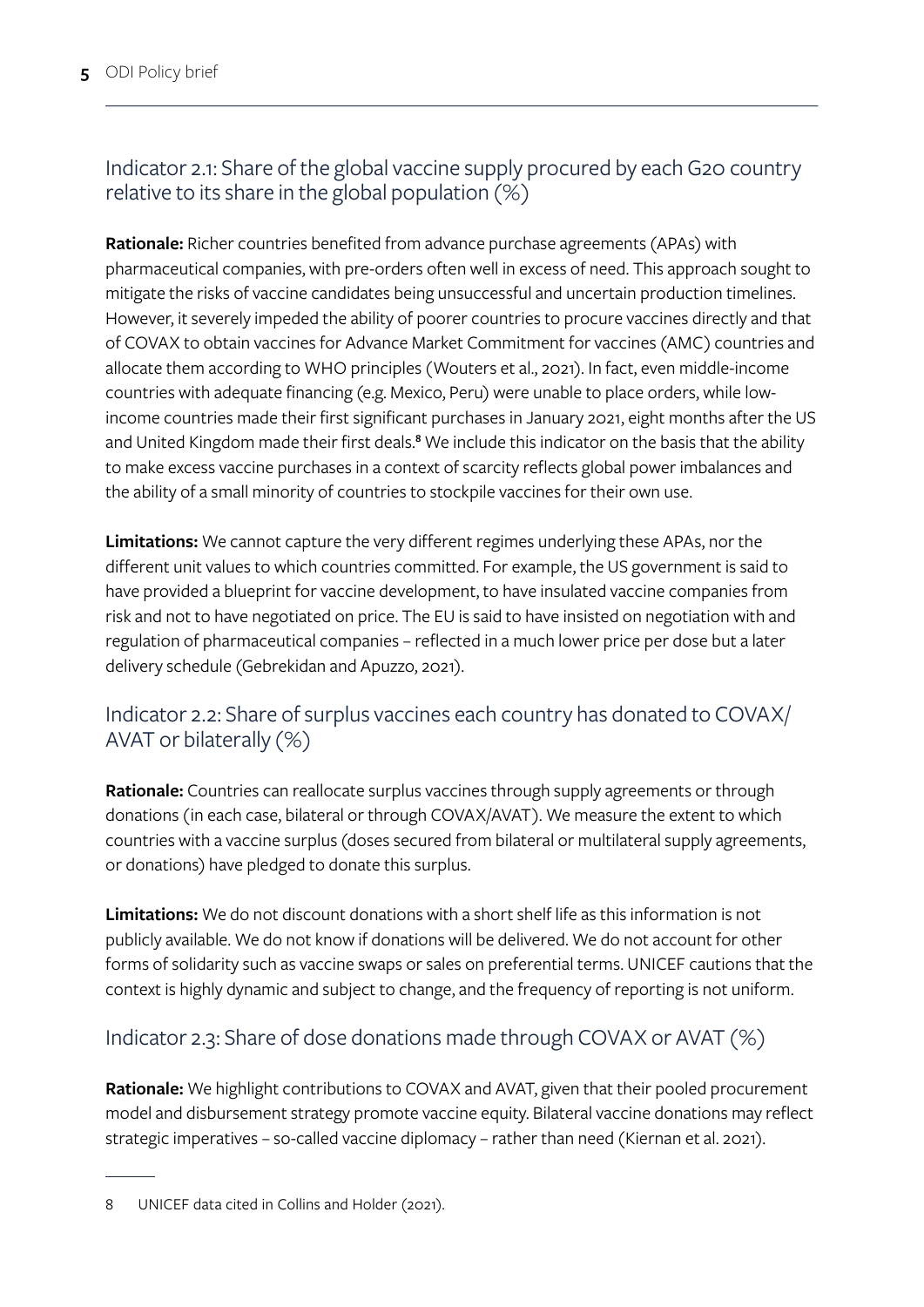## Indicator 2.1: Share of the global vaccine supply procured by each G20 country relative to its share in the global population (%)

**Rationale:** Richer countries benefited from advance purchase agreements (APAs) with pharmaceutical companies, with pre-orders often well in excess of need. This approach sought to mitigate the risks of vaccine candidates being unsuccessful and uncertain production timelines. However, it severely impeded the ability of poorer countries to procure vaccines directly and that of COVAX to obtain vaccines for Advance Market Commitment for vaccines (AMC) countries and allocate them according to WHO principles (Wouters et al., 2021). In fact, even middle-income countries with adequate financing (e.g. Mexico, Peru) were unable to place orders, while low-income countries made their first significant purchases in January 2021, eight months after the US and United Kingdom made their first deals.[8] We include this indicator on the basis that the ability to make excess vaccine purchases in a context of scarcity reflects global power imbalances and the ability of a small minority of countries to stockpile vaccines for their own use.

**Limitations:** We cannot capture the very different regimes underlying these APAs, nor the different unit values to which countries committed. For example, the US government is said to have provided a blueprint for vaccine development, to have insulated vaccine companies from risk and not to have negotiated on price. The EU is said to have insisted on negotiation with and regulation of pharmaceutical companies – reflected in a much lower price per dose but a later delivery schedule (Gebrekidan and Apuzzo, 2021).

## Indicator 2.2: Share of surplus vaccines each country has donated to COVAX/AVAT or bilaterally (%)

**Rationale:** Countries can reallocate surplus vaccines through supply agreements or through donations (in each case, bilateral or through COVAX/AVAT). We measure the extent to which countries with a vaccine surplus (doses secured from bilateral or multilateral supply agreements, or donations) have pledged to donate this surplus.

**Limitations:** We do not discount donations with a short shelf life as this information is not publicly available. We do not know if donations will be delivered. We do not account for other forms of solidarity such as vaccine swaps or sales on preferential terms. UNICEF cautions that the context is highly dynamic and subject to change, and the frequency of reporting is not uniform.

## Indicator 2.3: Share of dose donations made through COVAX or AVAT (%)

**Rationale:** We highlight contributions to COVAX and AVAT, given that their pooled procurement model and disbursement strategy promote vaccine equity. Bilateral vaccine donations may reflect strategic imperatives – so-called vaccine diplomacy – rather than need (Kiernan et al. 2021).

---

8 UNICEF data cited in Collins and Holder (2021).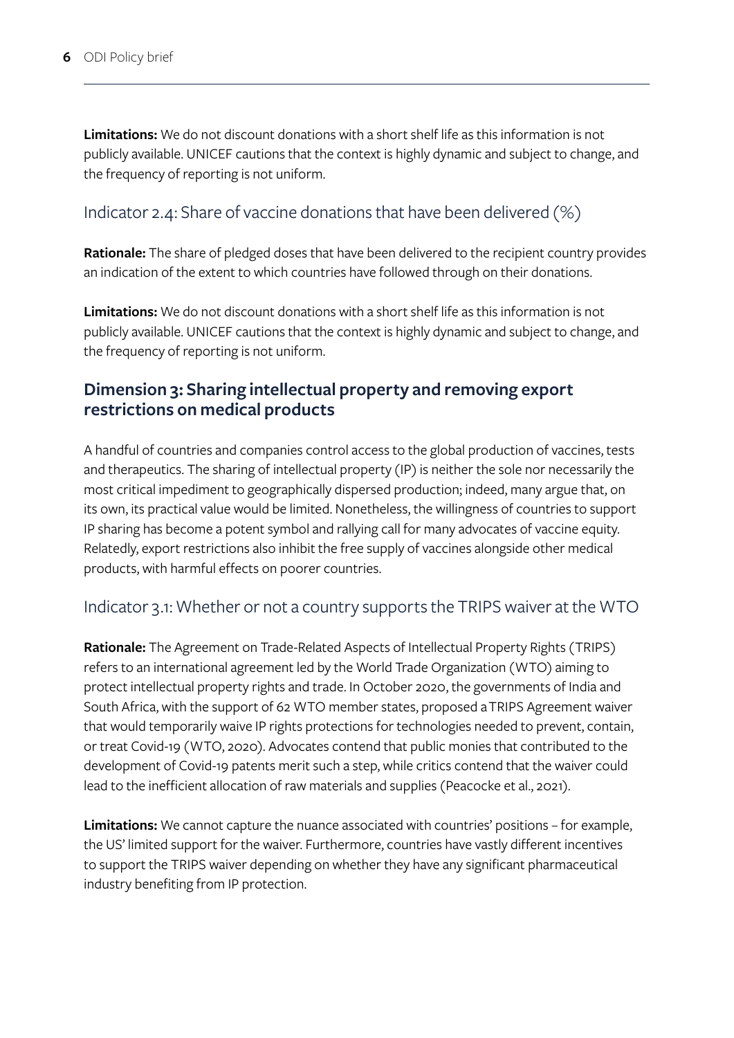**Limitations:** We do not discount donations with a short shelf life as this information is not publicly available. UNICEF cautions that the context is highly dynamic and subject to change, and the frequency of reporting is not uniform.

### Indicator 2.4: Share of vaccine donations that have been delivered (%)

**Rationale:** The share of pledged doses that have been delivered to the recipient country provides an indication of the extent to which countries have followed through on their donations.

**Limitations:** We do not discount donations with a short shelf life as this information is not publicly available. UNICEF cautions that the context is highly dynamic and subject to change, and the frequency of reporting is not uniform.

## Dimension 3: Sharing intellectual property and removing export restrictions on medical products

A handful of countries and companies control access to the global production of vaccines, tests and therapeutics. The sharing of intellectual property (IP) is neither the sole nor necessarily the most critical impediment to geographically dispersed production; indeed, many argue that, on its own, its practical value would be limited. Nonetheless, the willingness of countries to support IP sharing has become a potent symbol and rallying call for many advocates of vaccine equity. Relatedly, export restrictions also inhibit the free supply of vaccines alongside other medical products, with harmful effects on poorer countries.

### Indicator 3.1: Whether or not a country supports the TRIPS waiver at the WTO

**Rationale:** The Agreement on Trade-Related Aspects of Intellectual Property Rights (TRIPS) refers to an international agreement led by the World Trade Organization (WTO) aiming to protect intellectual property rights and trade. In October 2020, the governments of India and South Africa, with the support of 62 WTO member states, proposed a TRIPS Agreement waiver that would temporarily waive IP rights protections for technologies needed to prevent, contain, or treat Covid-19 (WTO, 2020). Advocates contend that public monies that contributed to the development of Covid-19 patents merit such a step, while critics contend that the waiver could lead to the inefficient allocation of raw materials and supplies (Peacocke et al., 2021).

**Limitations:** We cannot capture the nuance associated with countries' positions – for example, the US' limited support for the waiver. Furthermore, countries have vastly different incentives to support the TRIPS waiver depending on whether they have any significant pharmaceutical industry benefiting from IP protection.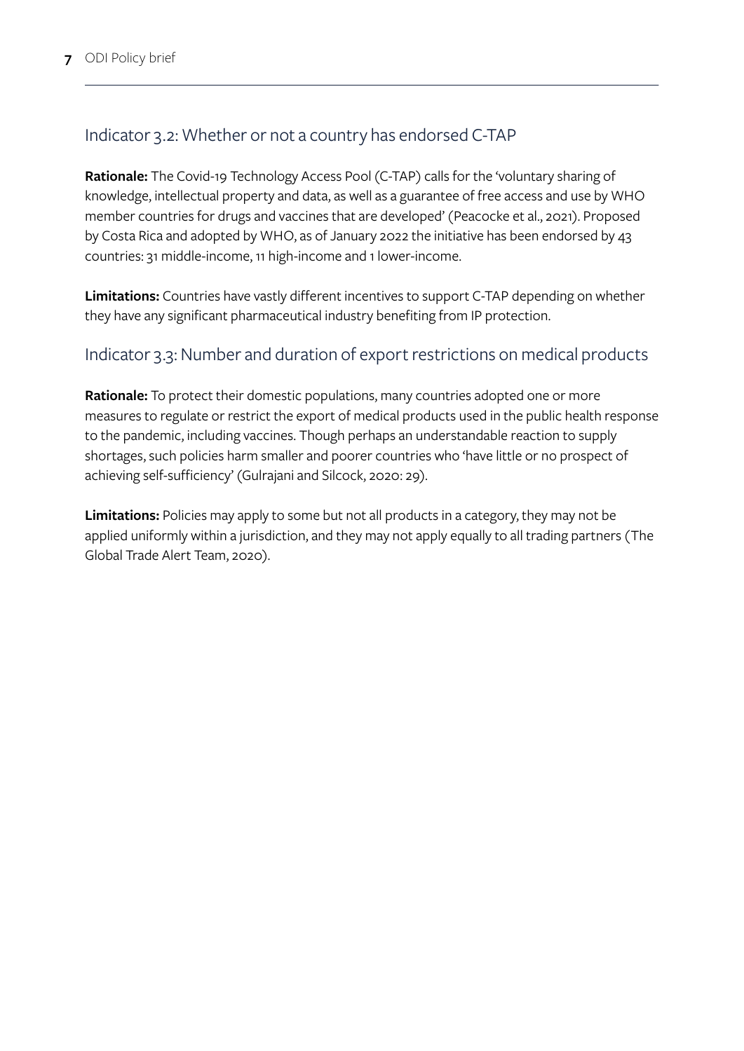## Indicator 3.2: Whether or not a country has endorsed C-TAP

**Rationale:** The Covid-19 Technology Access Pool (C-TAP) calls for the 'voluntary sharing of knowledge, intellectual property and data, as well as a guarantee of free access and use by WHO member countries for drugs and vaccines that are developed' (Peacocke et al., 2021). Proposed by Costa Rica and adopted by WHO, as of January 2022 the initiative has been endorsed by 43 countries: 31 middle-income, 11 high-income and 1 lower-income.

**Limitations:** Countries have vastly different incentives to support C-TAP depending on whether they have any significant pharmaceutical industry benefiting from IP protection.

## Indicator 3.3: Number and duration of export restrictions on medical products

**Rationale:** To protect their domestic populations, many countries adopted one or more measures to regulate or restrict the export of medical products used in the public health response to the pandemic, including vaccines. Though perhaps an understandable reaction to supply shortages, such policies harm smaller and poorer countries who 'have little or no prospect of achieving self-sufficiency' (Gulrajani and Silcock, 2020: 29).

**Limitations:** Policies may apply to some but not all products in a category, they may not be applied uniformly within a jurisdiction, and they may not apply equally to all trading partners (The Global Trade Alert Team, 2020).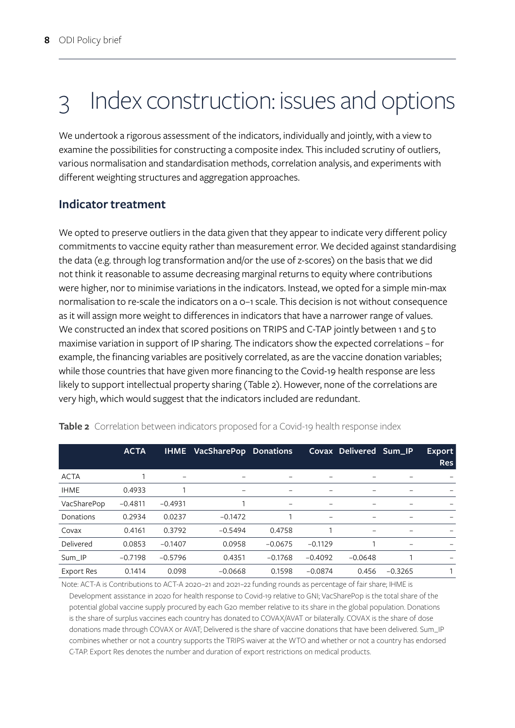# 3 Index construction: issues and options

We undertook a rigorous assessment of the indicators, individually and jointly, with a view to examine the possibilities for constructing a composite index. This included scrutiny of outliers, various normalisation and standardisation methods, correlation analysis, and experiments with different weighting structures and aggregation approaches.

## Indicator treatment

We opted to preserve outliers in the data given that they appear to indicate very different policy commitments to vaccine equity rather than measurement error. We decided against standardising the data (e.g. through log transformation and/or the use of z-scores) on the basis that we did not think it reasonable to assume decreasing marginal returns to equity where contributions were higher, nor to minimise variations in the indicators. Instead, we opted for a simple min-max normalisation to re-scale the indicators on a 0–1 scale. This decision is not without consequence as it will assign more weight to differences in indicators that have a narrower range of values. We constructed an index that scored positions on TRIPS and C-TAP jointly between 1 and 5 to maximise variation in support of IP sharing. The indicators show the expected correlations – for example, the financing variables are positively correlated, as are the vaccine donation variables; while those countries that have given more financing to the Covid-19 health response are less likely to support intellectual property sharing (Table 2). However, none of the correlations are very high, which would suggest that the indicators included are redundant.

**Table 2** Correlation between indicators proposed for a Covid-19 health response index

| | ACTA | IHME | VacSharePop | Donations | Covax | Delivered | Sum_IP | Export Res |
|---|---|---|---|---|---|---|---|---|
| ACTA | 1 | – | – | – | – | – | – | – |
| IHME | 0.4933 | 1 | – | – | – | – | – | – |
| VacSharePop | −0.4811 | −0.4931 | 1 | – | – | – | – | – |
| Donations | 0.2934 | 0.0237 | −0.1472 | 1 | – | – | – | – |
| Covax | 0.4161 | 0.3792 | −0.5494 | 0.4758 | 1 | – | – | – |
| Delivered | 0.0853 | −0.1407 | 0.0958 | −0.0675 | −0.1129 | 1 | – | – |
| Sum_IP | −0.7198 | −0.5796 | 0.4351 | −0.1768 | −0.4092 | −0.0648 | 1 | – |
| Export Res | 0.1414 | 0.098 | −0.0668 | 0.1598 | −0.0874 | 0.456 | −0.3265 | 1 |

Note: ACT-A is Contributions to ACT-A 2020–21 and 2021–22 funding rounds as percentage of fair share; IHME is Development assistance in 2020 for health response to Covid-19 relative to GNI; VacSharePop is the total share of the potential global vaccine supply procured by each G20 member relative to its share in the global population. Donations is the share of surplus vaccines each country has donated to COVAX/AVAT or bilaterally. COVAX is the share of dose donations made through COVAX or AVAT; Delivered is the share of vaccine donations that have been delivered. Sum_IP combines whether or not a country supports the TRIPS waiver at the WTO and whether or not a country has endorsed C-TAP. Export Res denotes the number and duration of export restrictions on medical products.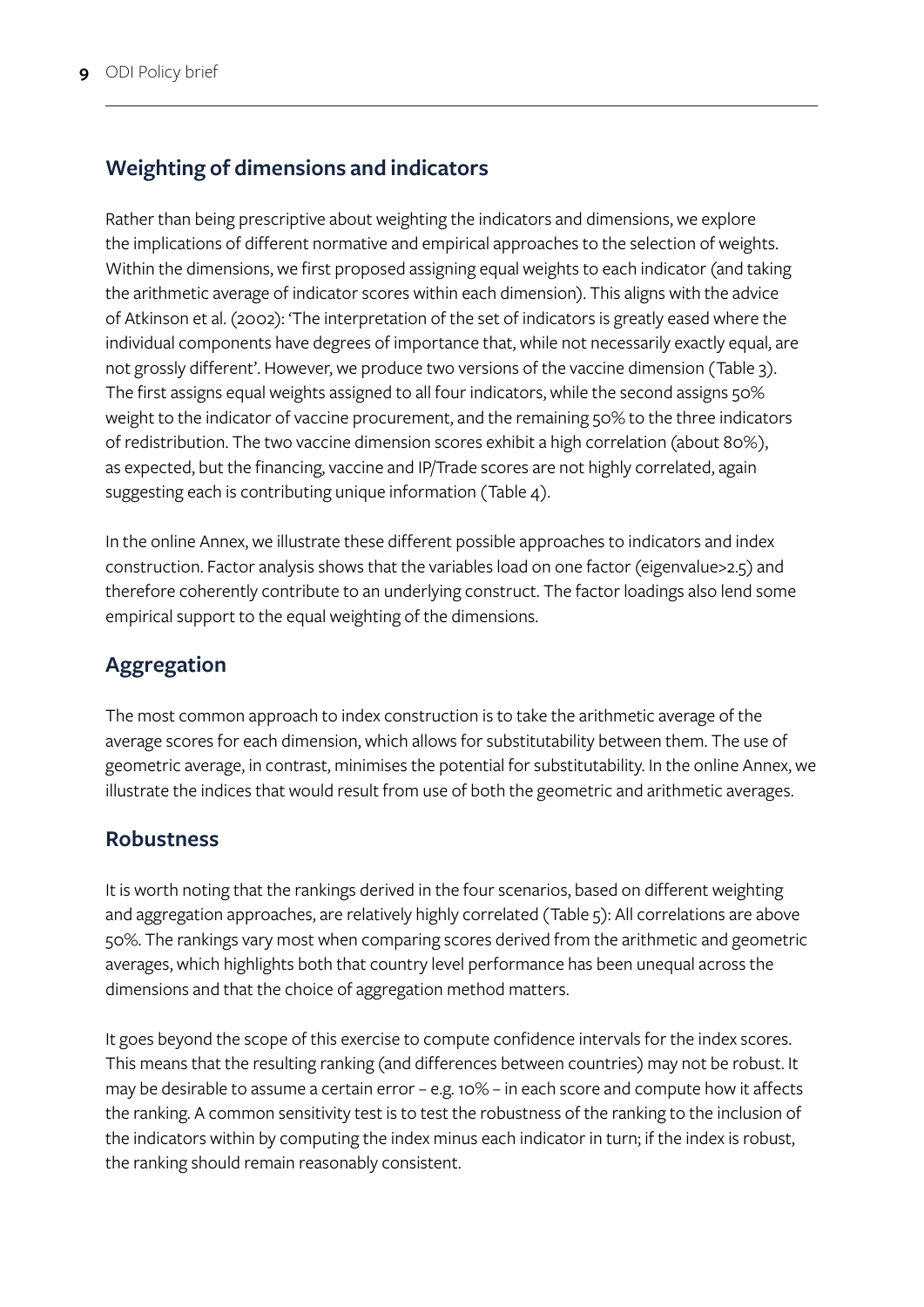## Weighting of dimensions and indicators

Rather than being prescriptive about weighting the indicators and dimensions, we explore the implications of different normative and empirical approaches to the selection of weights. Within the dimensions, we first proposed assigning equal weights to each indicator (and taking the arithmetic average of indicator scores within each dimension). This aligns with the advice of Atkinson et al. (2002): 'The interpretation of the set of indicators is greatly eased where the individual components have degrees of importance that, while not necessarily exactly equal, are not grossly different'. However, we produce two versions of the vaccine dimension (Table 3). The first assigns equal weights assigned to all four indicators, while the second assigns 50% weight to the indicator of vaccine procurement, and the remaining 50% to the three indicators of redistribution. The two vaccine dimension scores exhibit a high correlation (about 80%), as expected, but the financing, vaccine and IP/Trade scores are not highly correlated, again suggesting each is contributing unique information (Table 4).

In the online Annex, we illustrate these different possible approaches to indicators and index construction. Factor analysis shows that the variables load on one factor (eigenvalue>2.5) and therefore coherently contribute to an underlying construct. The factor loadings also lend some empirical support to the equal weighting of the dimensions.

## Aggregation

The most common approach to index construction is to take the arithmetic average of the average scores for each dimension, which allows for substitutability between them. The use of geometric average, in contrast, minimises the potential for substitutability. In the online Annex, we illustrate the indices that would result from use of both the geometric and arithmetic averages.

## Robustness

It is worth noting that the rankings derived in the four scenarios, based on different weighting and aggregation approaches, are relatively highly correlated (Table 5): All correlations are above 50%. The rankings vary most when comparing scores derived from the arithmetic and geometric averages, which highlights both that country level performance has been unequal across the dimensions and that the choice of aggregation method matters.

It goes beyond the scope of this exercise to compute confidence intervals for the index scores. This means that the resulting ranking (and differences between countries) may not be robust. It may be desirable to assume a certain error – e.g. 10% – in each score and compute how it affects the ranking. A common sensitivity test is to test the robustness of the ranking to the inclusion of the indicators within by computing the index minus each indicator in turn; if the index is robust, the ranking should remain reasonably consistent.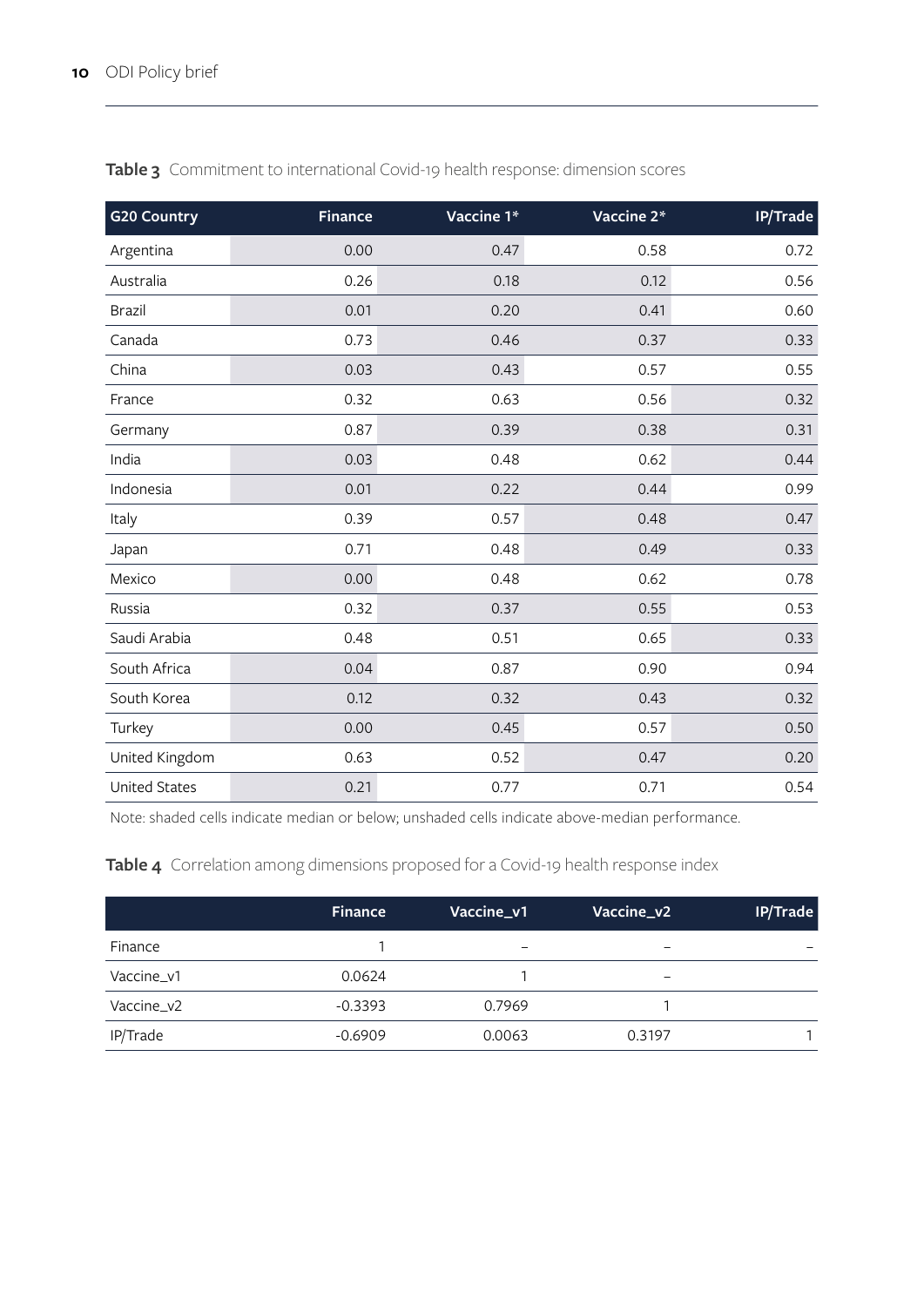**Table 3** Commitment to international Covid-19 health response: dimension scores

| G20 Country | Finance | Vaccine 1* | Vaccine 2* | IP/Trade |
|---|---|---|---|---|
| Argentina | 0.00 | 0.47 | 0.58 | 0.72 |
| Australia | 0.26 | 0.18 | 0.12 | 0.56 |
| Brazil | 0.01 | 0.20 | 0.41 | 0.60 |
| Canada | 0.73 | 0.46 | 0.37 | 0.33 |
| China | 0.03 | 0.43 | 0.57 | 0.55 |
| France | 0.32 | 0.63 | 0.56 | 0.32 |
| Germany | 0.87 | 0.39 | 0.38 | 0.31 |
| India | 0.03 | 0.48 | 0.62 | 0.44 |
| Indonesia | 0.01 | 0.22 | 0.44 | 0.99 |
| Italy | 0.39 | 0.57 | 0.48 | 0.47 |
| Japan | 0.71 | 0.48 | 0.49 | 0.33 |
| Mexico | 0.00 | 0.48 | 0.62 | 0.78 |
| Russia | 0.32 | 0.37 | 0.55 | 0.53 |
| Saudi Arabia | 0.48 | 0.51 | 0.65 | 0.33 |
| South Africa | 0.04 | 0.87 | 0.90 | 0.94 |
| South Korea | 0.12 | 0.32 | 0.43 | 0.32 |
| Turkey | 0.00 | 0.45 | 0.57 | 0.50 |
| United Kingdom | 0.63 | 0.52 | 0.47 | 0.20 |
| United States | 0.21 | 0.77 | 0.71 | 0.54 |

Note: shaded cells indicate median or below; unshaded cells indicate above-median performance.

**Table 4** Correlation among dimensions proposed for a Covid-19 health response index

| | Finance | Vaccine_v1 | Vaccine_v2 | IP/Trade |
|---|---|---|---|---|
| Finance | 1 | – | – | – |
| Vaccine_v1 | 0.0624 | 1 | – | |
| Vaccine_v2 | -0.3393 | 0.7969 | 1 | |
| IP/Trade | -0.6909 | 0.0063 | 0.3197 | 1 |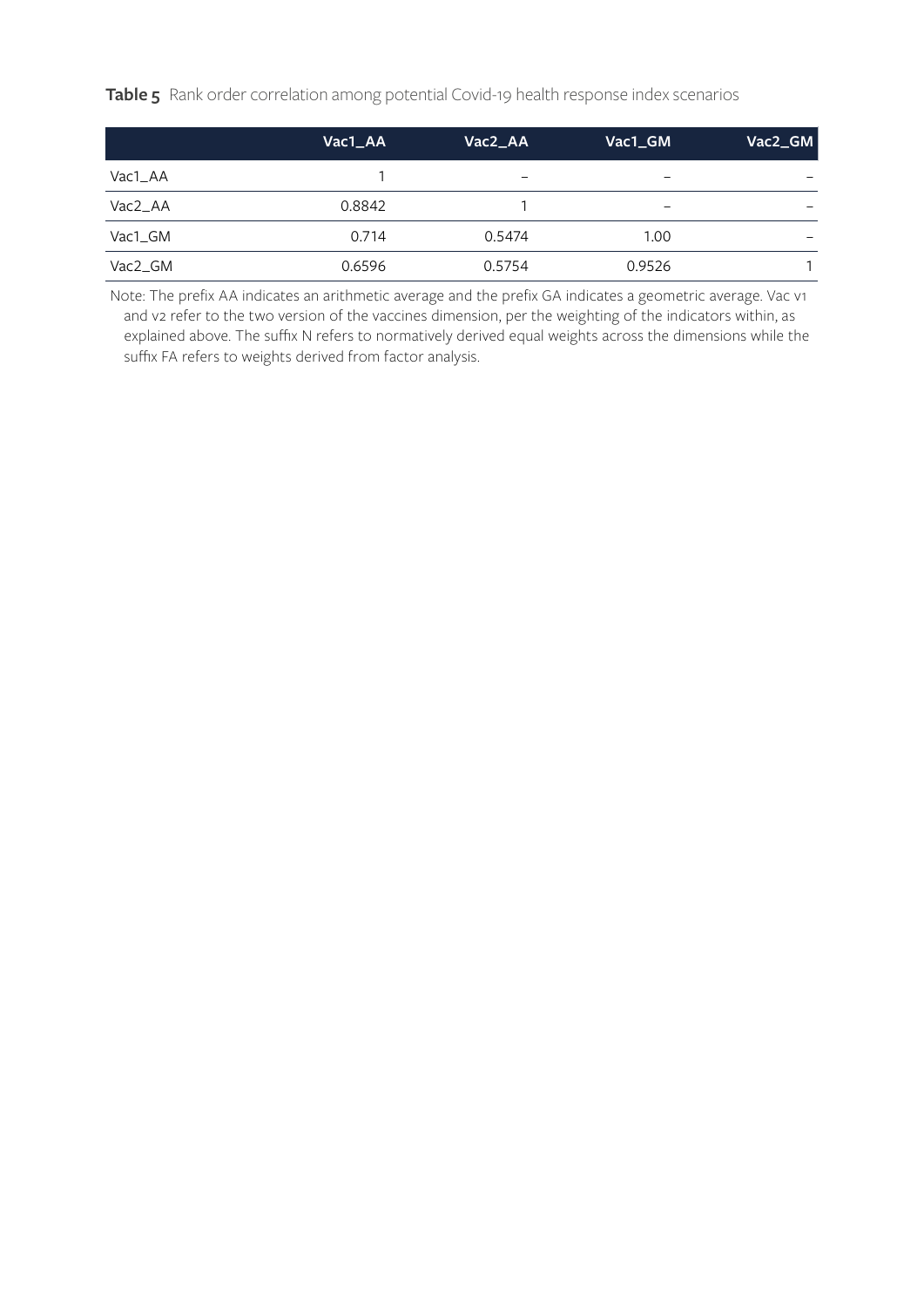**Table 5** Rank order correlation among potential Covid-19 health response index scenarios

| | Vac1_AA | Vac2_AA | Vac1_GM | Vac2_GM |
|---|---|---|---|---|
| Vac1_AA | 1 | – | – | – |
| Vac2_AA | 0.8842 | 1 | – | – |
| Vac1_GM | 0.714 | 0.5474 | 1.00 | – |
| Vac2_GM | 0.6596 | 0.5754 | 0.9526 | 1 |

Note: The prefix AA indicates an arithmetic average and the prefix GA indicates a geometric average. Vac v1 and v2 refer to the two version of the vaccines dimension, per the weighting of the indicators within, as explained above. The suffix N refers to normatively derived equal weights across the dimensions while the suffix FA refers to weights derived from factor analysis.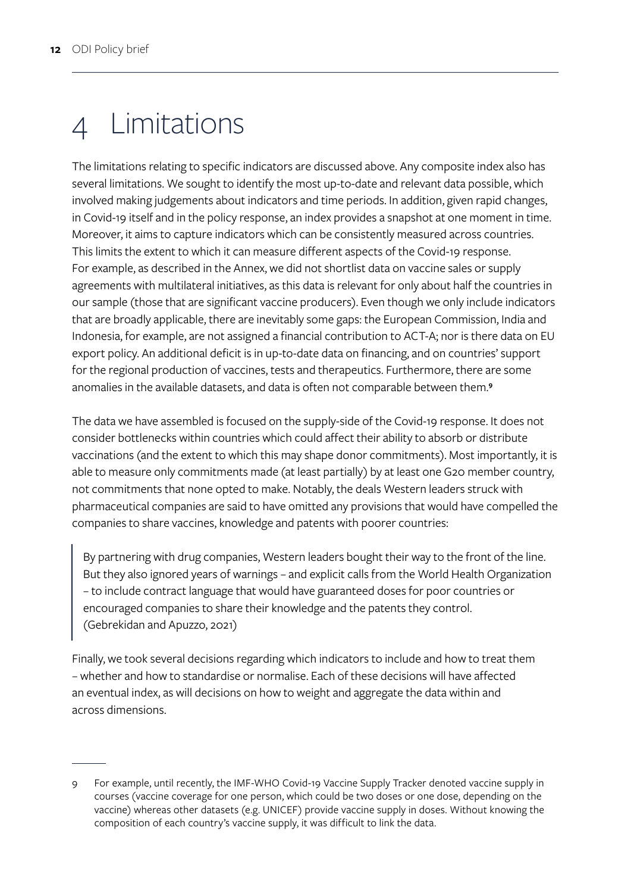# 4 Limitations

The limitations relating to specific indicators are discussed above. Any composite index also has several limitations. We sought to identify the most up-to-date and relevant data possible, which involved making judgements about indicators and time periods. In addition, given rapid changes, in Covid-19 itself and in the policy response, an index provides a snapshot at one moment in time. Moreover, it aims to capture indicators which can be consistently measured across countries. This limits the extent to which it can measure different aspects of the Covid-19 response. For example, as described in the Annex, we did not shortlist data on vaccine sales or supply agreements with multilateral initiatives, as this data is relevant for only about half the countries in our sample (those that are significant vaccine producers). Even though we only include indicators that are broadly applicable, there are inevitably some gaps: the European Commission, India and Indonesia, for example, are not assigned a financial contribution to ACT-A; nor is there data on EU export policy. An additional deficit is in up-to-date data on financing, and on countries' support for the regional production of vaccines, tests and therapeutics. Furthermore, there are some anomalies in the available datasets, and data is often not comparable between them.[9]

The data we have assembled is focused on the supply-side of the Covid-19 response. It does not consider bottlenecks within countries which could affect their ability to absorb or distribute vaccinations (and the extent to which this may shape donor commitments). Most importantly, it is able to measure only commitments made (at least partially) by at least one G20 member country, not commitments that none opted to make. Notably, the deals Western leaders struck with pharmaceutical companies are said to have omitted any provisions that would have compelled the companies to share vaccines, knowledge and patents with poorer countries:

> By partnering with drug companies, Western leaders bought their way to the front of the line. But they also ignored years of warnings – and explicit calls from the World Health Organization – to include contract language that would have guaranteed doses for poor countries or encouraged companies to share their knowledge and the patents they control. (Gebrekidan and Apuzzo, 2021)

Finally, we took several decisions regarding which indicators to include and how to treat them – whether and how to standardise or normalise. Each of these decisions will have affected an eventual index, as will decisions on how to weight and aggregate the data within and across dimensions.

---

9 For example, until recently, the IMF-WHO Covid-19 Vaccine Supply Tracker denoted vaccine supply in courses (vaccine coverage for one person, which could be two doses or one dose, depending on the vaccine) whereas other datasets (e.g. UNICEF) provide vaccine supply in doses. Without knowing the composition of each country's vaccine supply, it was difficult to link the data.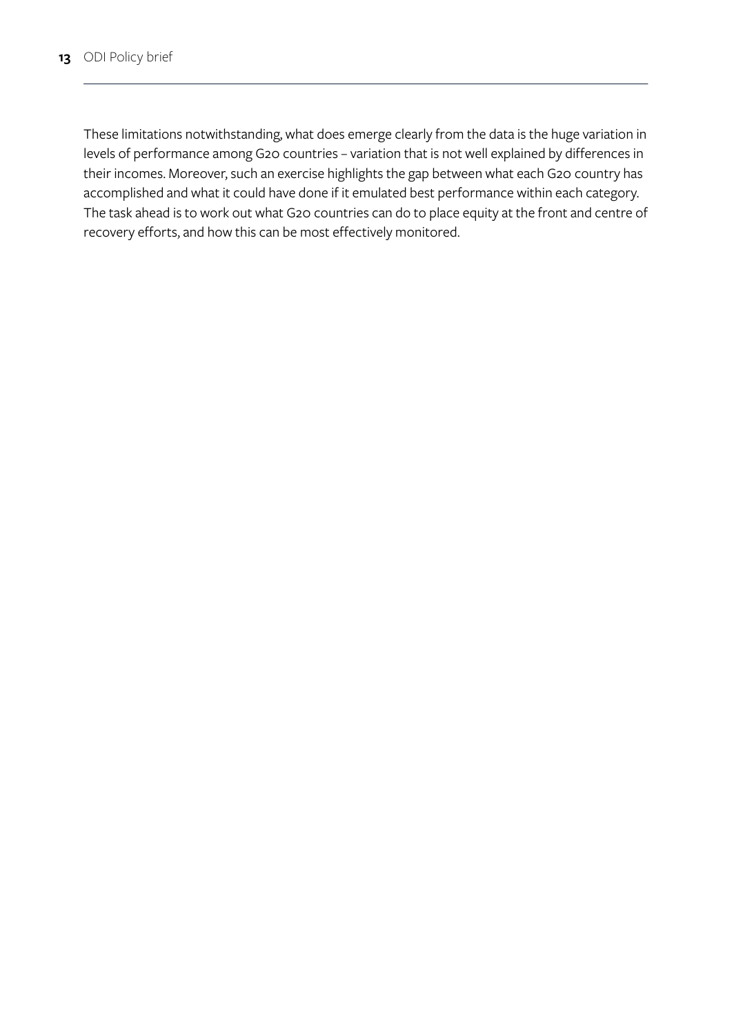These limitations notwithstanding, what does emerge clearly from the data is the huge variation in levels of performance among G20 countries – variation that is not well explained by differences in their incomes. Moreover, such an exercise highlights the gap between what each G20 country has accomplished and what it could have done if it emulated best performance within each category. The task ahead is to work out what G20 countries can do to place equity at the front and centre of recovery efforts, and how this can be most effectively monitored.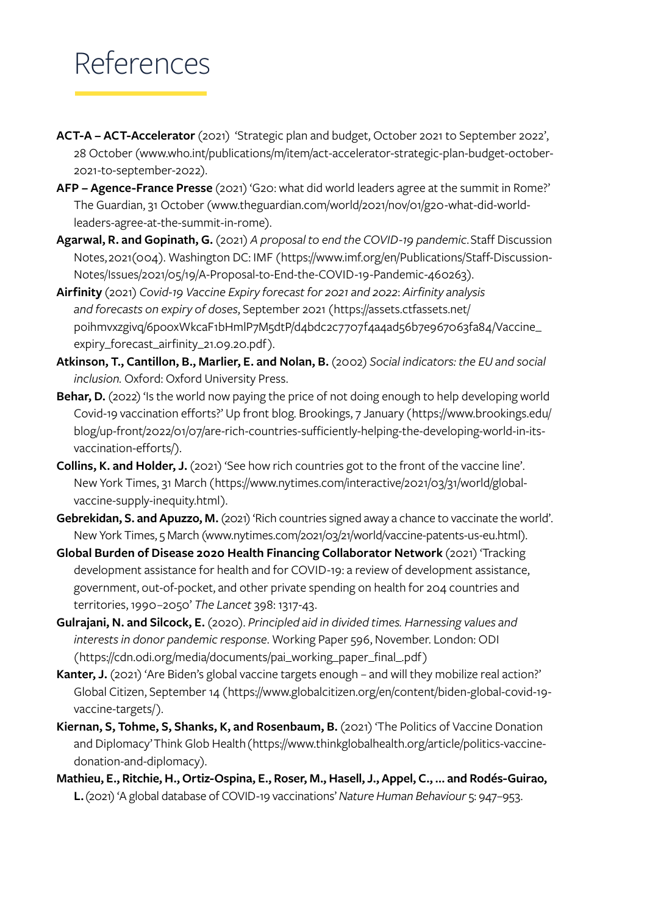# References

**ACT-A – ACT-Accelerator** (2021) 'Strategic plan and budget, October 2021 to September 2022', 28 October (www.who.int/publications/m/item/act-accelerator-strategic-plan-budget-october-2021-to-september-2022).

**AFP – Agence-France Presse** (2021) 'G20: what did world leaders agree at the summit in Rome?' The Guardian, 31 October (www.theguardian.com/world/2021/nov/01/g20-what-did-world-leaders-agree-at-the-summit-in-rome).

**Agarwal, R. and Gopinath, G.** (2021) *A proposal to end the COVID-19 pandemic*. Staff Discussion Notes, 2021(004). Washington DC: IMF (https://www.imf.org/en/Publications/Staff-Discussion-Notes/Issues/2021/05/19/A-Proposal-to-End-the-COVID-19-Pandemic-460263).

**Airfinity** (2021) *Covid-19 Vaccine Expiry forecast for 2021 and 2022: Airfinity analysis and forecasts on expiry of doses*, September 2021 (https://assets.ctfassets.net/poihmvxzgivq/6pooxWkcaF1bHmlP7M5dtP/d4bdc2c7707f4a4ad56b7e967063fa84/Vaccine_expiry_forecast_airfinity_21.09.20.pdf).

**Atkinson, T., Cantillon, B., Marlier, E. and Nolan, B.** (2002) *Social indicators: the EU and social inclusion.* Oxford: Oxford University Press.

**Behar, D.** (2022) 'Is the world now paying the price of not doing enough to help developing world Covid-19 vaccination efforts?' Up front blog. Brookings, 7 January (https://www.brookings.edu/blog/up-front/2022/01/07/are-rich-countries-sufficiently-helping-the-developing-world-in-its-vaccination-efforts/).

**Collins, K. and Holder, J.** (2021) 'See how rich countries got to the front of the vaccine line'. New York Times, 31 March (https://www.nytimes.com/interactive/2021/03/31/world/global-vaccine-supply-inequity.html).

**Gebrekidan, S. and Apuzzo, M.** (2021) 'Rich countries signed away a chance to vaccinate the world'. New York Times, 5 March (www.nytimes.com/2021/03/21/world/vaccine-patents-us-eu.html).

**Global Burden of Disease 2020 Health Financing Collaborator Network** (2021) 'Tracking development assistance for health and for COVID-19: a review of development assistance, government, out-of-pocket, and other private spending on health for 204 countries and territories, 1990–2050' *The Lancet* 398: 1317-43.

**Gulrajani, N. and Silcock, E.** (2020). *Principled aid in divided times. Harnessing values and interests in donor pandemic response*. Working Paper 596, November. London: ODI (https://cdn.odi.org/media/documents/pai_working_paper_final_.pdf)

**Kanter, J.** (2021) 'Are Biden's global vaccine targets enough – and will they mobilize real action?' Global Citizen, September 14 (https://www.globalcitizen.org/en/content/biden-global-covid-19-vaccine-targets/).

**Kiernan, S, Tohme, S, Shanks, K, and Rosenbaum, B.** (2021) 'The Politics of Vaccine Donation and Diplomacy' Think Glob Health (https://www.thinkglobalhealth.org/article/politics-vaccine-donation-and-diplomacy).

**Mathieu, E., Ritchie, H., Ortiz-Ospina, E., Roser, M., Hasell, J., Appel, C., ... and Rodés-Guirao, L.** (2021) 'A global database of COVID-19 vaccinations' *Nature Human Behaviour* 5: 947–953.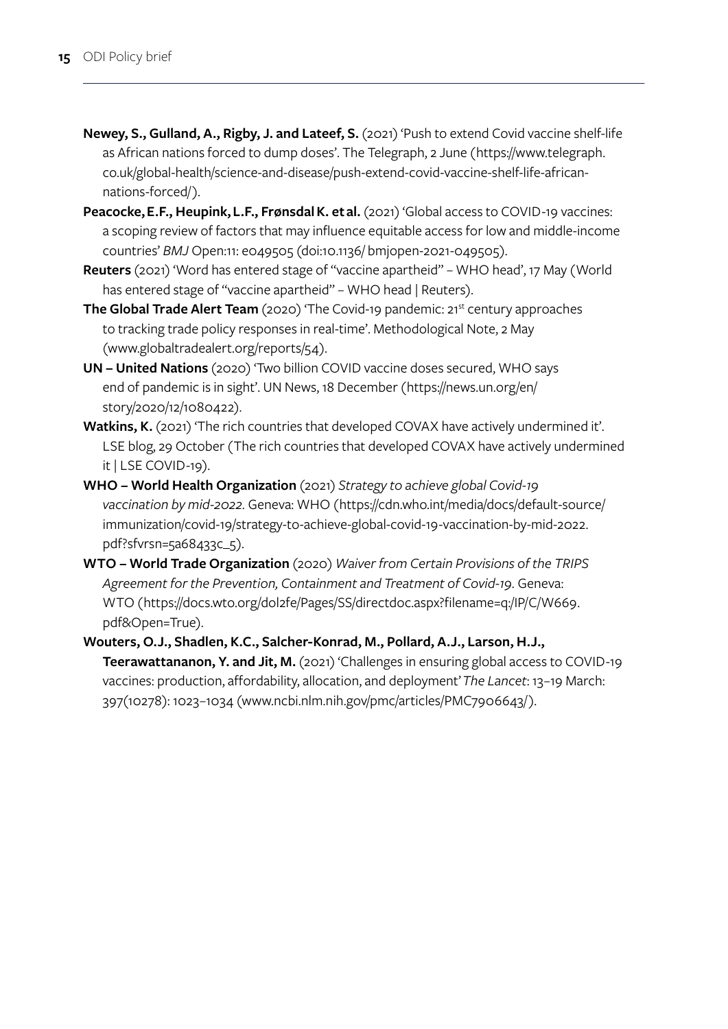**Newey, S., Gulland, A., Rigby, J. and Lateef, S.** (2021) 'Push to extend Covid vaccine shelf-life as African nations forced to dump doses'. The Telegraph, 2 June (https://www.telegraph.co.uk/global-health/science-and-disease/push-extend-covid-vaccine-shelf-life-african-nations-forced/).

**Peacocke, E.F., Heupink, L.F., Frønsdal K. et al.** (2021) 'Global access to COVID-19 vaccines: a scoping review of factors that may influence equitable access for low and middle-income countries' *BMJ* Open:11: e049505 (doi:10.1136/ bmjopen-2021-049505).

**Reuters** (2021) 'Word has entered stage of "vaccine apartheid" – WHO head', 17 May (World has entered stage of "vaccine apartheid" – WHO head | Reuters).

**The Global Trade Alert Team** (2020) 'The Covid-19 pandemic: 21st century approaches to tracking trade policy responses in real-time'. Methodological Note, 2 May (www.globaltradealert.org/reports/54).

**UN – United Nations** (2020) 'Two billion COVID vaccine doses secured, WHO says end of pandemic is in sight'. UN News, 18 December (https://news.un.org/en/story/2020/12/1080422).

**Watkins, K.** (2021) 'The rich countries that developed COVAX have actively undermined it'. LSE blog, 29 October (The rich countries that developed COVAX have actively undermined it | LSE COVID-19).

**WHO – World Health Organization** (2021) *Strategy to achieve global Covid-19 vaccination by mid-2022.* Geneva: WHO (https://cdn.who.int/media/docs/default-source/immunization/covid-19/strategy-to-achieve-global-covid-19-vaccination-by-mid-2022.pdf?sfvrsn=5a68433c_5).

**WTO – World Trade Organization** (2020) *Waiver from Certain Provisions of the TRIPS Agreement for the Prevention, Containment and Treatment of Covid-19*. Geneva: WTO (https://docs.wto.org/dol2fe/Pages/SS/directdoc.aspx?filename=q:/IP/C/W669.pdf&Open=True).

**Wouters, O.J., Shadlen, K.C., Salcher-Konrad, M., Pollard, A.J., Larson, H.J., Teerawattananon, Y. and Jit, M.** (2021) 'Challenges in ensuring global access to COVID-19 vaccines: production, affordability, allocation, and deployment' *The Lancet*: 13–19 March: 397(10278): 1023–1034 (www.ncbi.nlm.nih.gov/pmc/articles/PMC7906643/).